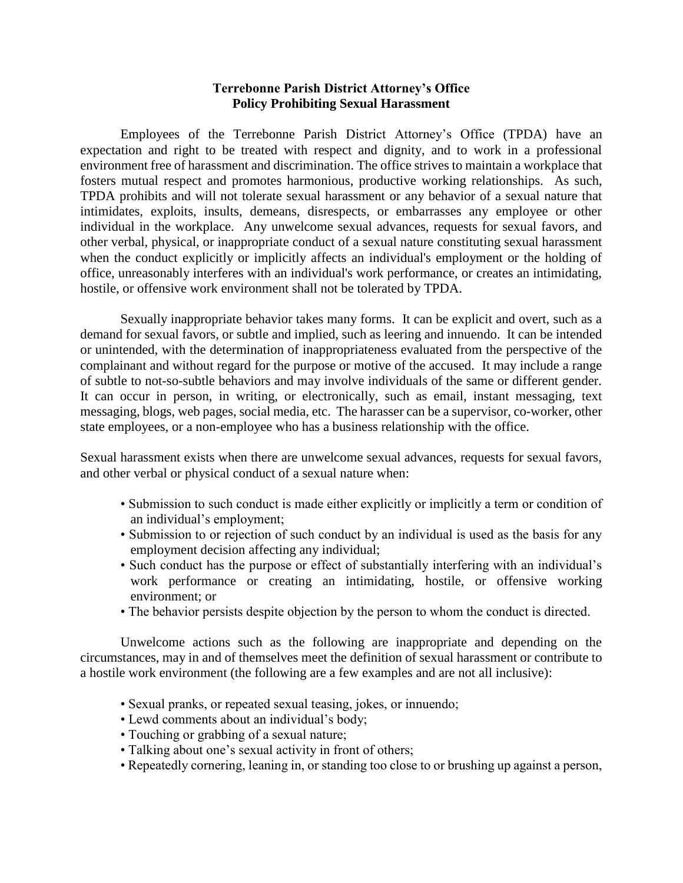# Terrebonne Parish District Attorney's Office
## Policy Prohibiting Sexual Harassment

Employees of the Terrebonne Parish District Attorney's Office (TPDA) have an expectation and right to be treated with respect and dignity, and to work in a professional environment free of harassment and discrimination. The office strives to maintain a workplace that fosters mutual respect and promotes harmonious, productive working relationships. As such, TPDA prohibits and will not tolerate sexual harassment or any behavior of a sexual nature that intimidates, exploits, insults, demeans, disrespects, or embarrasses any employee or other individual in the workplace. Any unwelcome sexual advances, requests for sexual favors, and other verbal, physical, or inappropriate conduct of a sexual nature constituting sexual harassment when the conduct explicitly or implicitly affects an individual's employment or the holding of office, unreasonably interferes with an individual's work performance, or creates an intimidating, hostile, or offensive work environment shall not be tolerated by TPDA.

Sexually inappropriate behavior takes many forms. It can be explicit and overt, such as a demand for sexual favors, or subtle and implied, such as leering and innuendo. It can be intended or unintended, with the determination of inappropriateness evaluated from the perspective of the complainant and without regard for the purpose or motive of the accused. It may include a range of subtle to not-so-subtle behaviors and may involve individuals of the same or different gender. It can occur in person, in writing, or electronically, such as email, instant messaging, text messaging, blogs, web pages, social media, etc. The harasser can be a supervisor, co-worker, other state employees, or a non-employee who has a business relationship with the office.

Sexual harassment exists when there are unwelcome sexual advances, requests for sexual favors, and other verbal or physical conduct of a sexual nature when:

- Submission to such conduct is made either explicitly or implicitly a term or condition of an individual's employment;
- Submission to or rejection of such conduct by an individual is used as the basis for any employment decision affecting any individual;
- Such conduct has the purpose or effect of substantially interfering with an individual's work performance or creating an intimidating, hostile, or offensive working environment; or
- The behavior persists despite objection by the person to whom the conduct is directed.

Unwelcome actions such as the following are inappropriate and depending on the circumstances, may in and of themselves meet the definition of sexual harassment or contribute to a hostile work environment (the following are a few examples and are not all inclusive):

- Sexual pranks, or repeated sexual teasing, jokes, or innuendo;
- Lewd comments about an individual's body;
- Touching or grabbing of a sexual nature;
- Talking about one's sexual activity in front of others;
- Repeatedly cornering, leaning in, or standing too close to or brushing up against a person,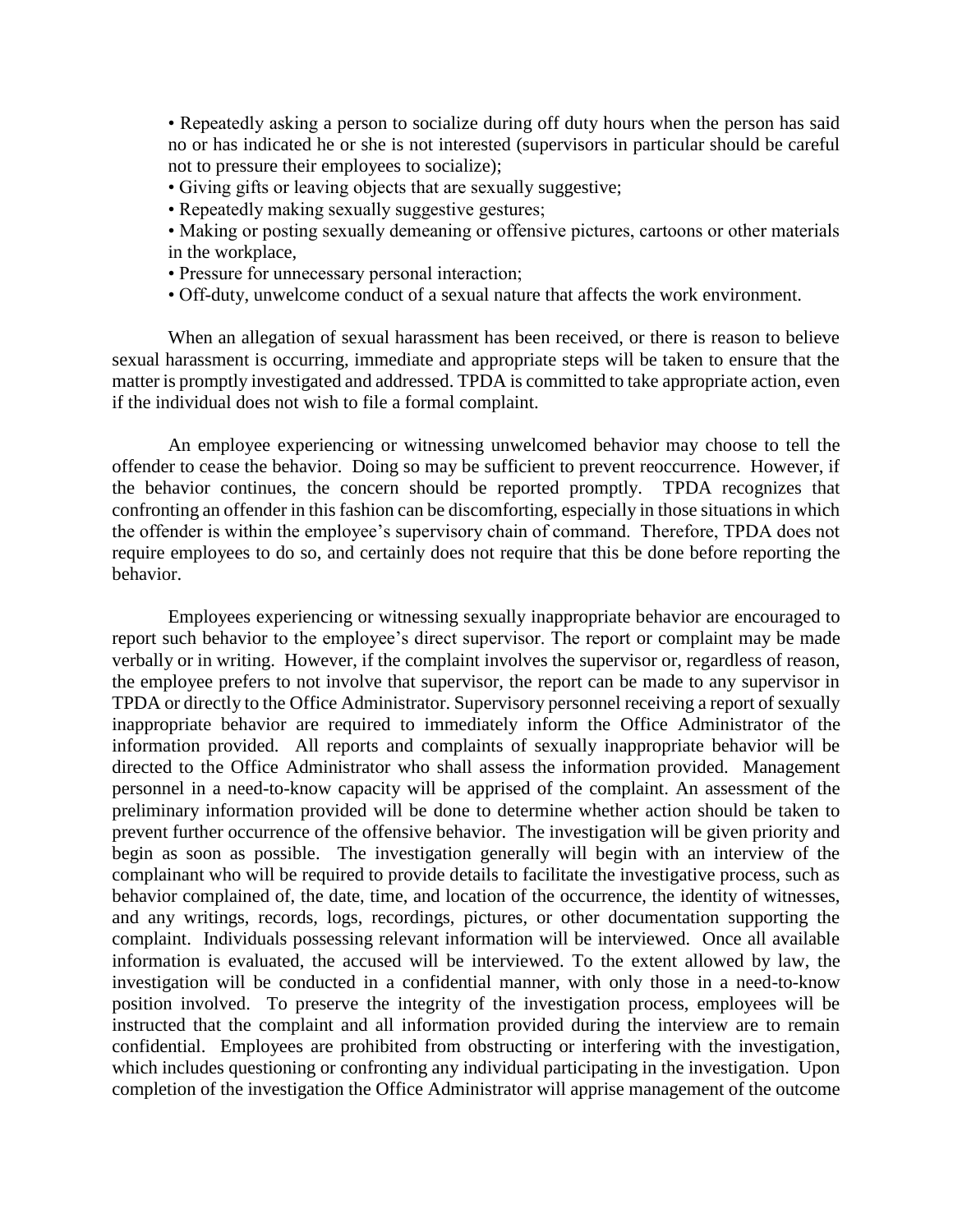- Repeatedly asking a person to socialize during off duty hours when the person has said no or has indicated he or she is not interested (supervisors in particular should be careful not to pressure their employees to socialize);
- Giving gifts or leaving objects that are sexually suggestive;
- Repeatedly making sexually suggestive gestures;
- Making or posting sexually demeaning or offensive pictures, cartoons or other materials in the workplace,
- Pressure for unnecessary personal interaction;
- Off-duty, unwelcome conduct of a sexual nature that affects the work environment.

When an allegation of sexual harassment has been received, or there is reason to believe sexual harassment is occurring, immediate and appropriate steps will be taken to ensure that the matter is promptly investigated and addressed. TPDA is committed to take appropriate action, even if the individual does not wish to file a formal complaint.

An employee experiencing or witnessing unwelcomed behavior may choose to tell the offender to cease the behavior. Doing so may be sufficient to prevent reoccurrence. However, if the behavior continues, the concern should be reported promptly. TPDA recognizes that confronting an offender in this fashion can be discomforting, especially in those situations in which the offender is within the employee's supervisory chain of command. Therefore, TPDA does not require employees to do so, and certainly does not require that this be done before reporting the behavior.

Employees experiencing or witnessing sexually inappropriate behavior are encouraged to report such behavior to the employee's direct supervisor. The report or complaint may be made verbally or in writing. However, if the complaint involves the supervisor or, regardless of reason, the employee prefers to not involve that supervisor, the report can be made to any supervisor in TPDA or directly to the Office Administrator. Supervisory personnel receiving a report of sexually inappropriate behavior are required to immediately inform the Office Administrator of the information provided. All reports and complaints of sexually inappropriate behavior will be directed to the Office Administrator who shall assess the information provided. Management personnel in a need-to-know capacity will be apprised of the complaint. An assessment of the preliminary information provided will be done to determine whether action should be taken to prevent further occurrence of the offensive behavior. The investigation will be given priority and begin as soon as possible. The investigation generally will begin with an interview of the complainant who will be required to provide details to facilitate the investigative process, such as behavior complained of, the date, time, and location of the occurrence, the identity of witnesses, and any writings, records, logs, recordings, pictures, or other documentation supporting the complaint. Individuals possessing relevant information will be interviewed. Once all available information is evaluated, the accused will be interviewed. To the extent allowed by law, the investigation will be conducted in a confidential manner, with only those in a need-to-know position involved. To preserve the integrity of the investigation process, employees will be instructed that the complaint and all information provided during the interview are to remain confidential. Employees are prohibited from obstructing or interfering with the investigation, which includes questioning or confronting any individual participating in the investigation. Upon completion of the investigation the Office Administrator will apprise management of the outcome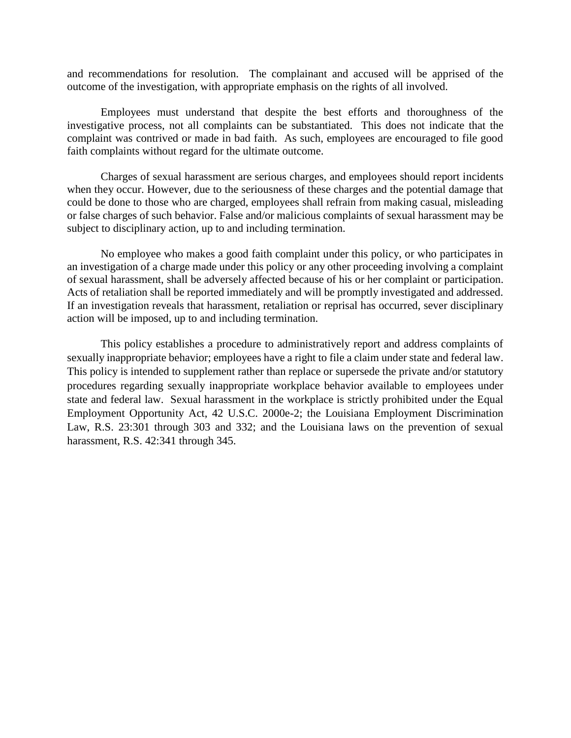and recommendations for resolution. The complainant and accused will be apprised of the outcome of the investigation, with appropriate emphasis on the rights of all involved.

Employees must understand that despite the best efforts and thoroughness of the investigative process, not all complaints can be substantiated. This does not indicate that the complaint was contrived or made in bad faith. As such, employees are encouraged to file good faith complaints without regard for the ultimate outcome.

Charges of sexual harassment are serious charges, and employees should report incidents when they occur. However, due to the seriousness of these charges and the potential damage that could be done to those who are charged, employees shall refrain from making casual, misleading or false charges of such behavior. False and/or malicious complaints of sexual harassment may be subject to disciplinary action, up to and including termination.

No employee who makes a good faith complaint under this policy, or who participates in an investigation of a charge made under this policy or any other proceeding involving a complaint of sexual harassment, shall be adversely affected because of his or her complaint or participation. Acts of retaliation shall be reported immediately and will be promptly investigated and addressed. If an investigation reveals that harassment, retaliation or reprisal has occurred, sever disciplinary action will be imposed, up to and including termination.

This policy establishes a procedure to administratively report and address complaints of sexually inappropriate behavior; employees have a right to file a claim under state and federal law. This policy is intended to supplement rather than replace or supersede the private and/or statutory procedures regarding sexually inappropriate workplace behavior available to employees under state and federal law. Sexual harassment in the workplace is strictly prohibited under the Equal Employment Opportunity Act, 42 U.S.C. 2000e-2; the Louisiana Employment Discrimination Law, R.S. 23:301 through 303 and 332; and the Louisiana laws on the prevention of sexual harassment, R.S. 42:341 through 345.